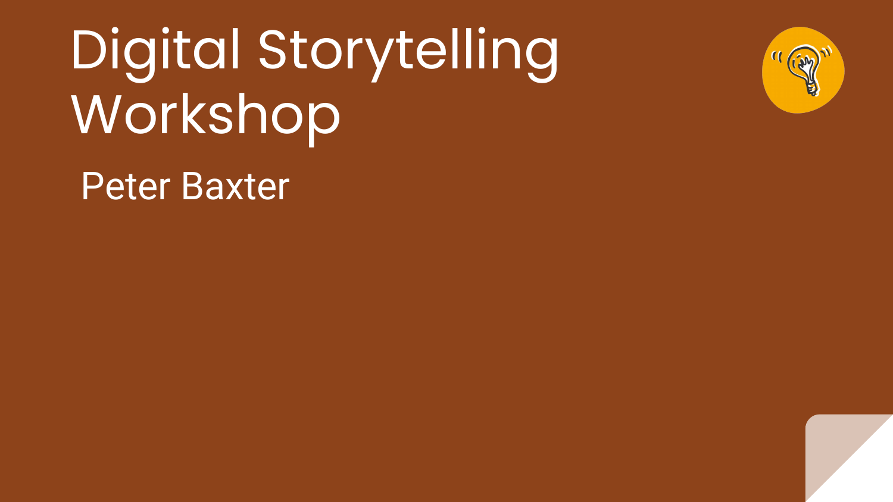# Digital Storytelling Workshop

Peter Baxter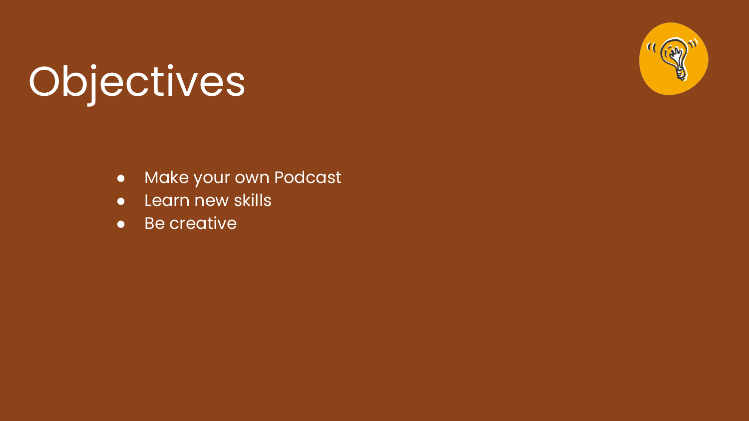# Objectives

- Make your own Podcast
- Learn new skills
- Be creative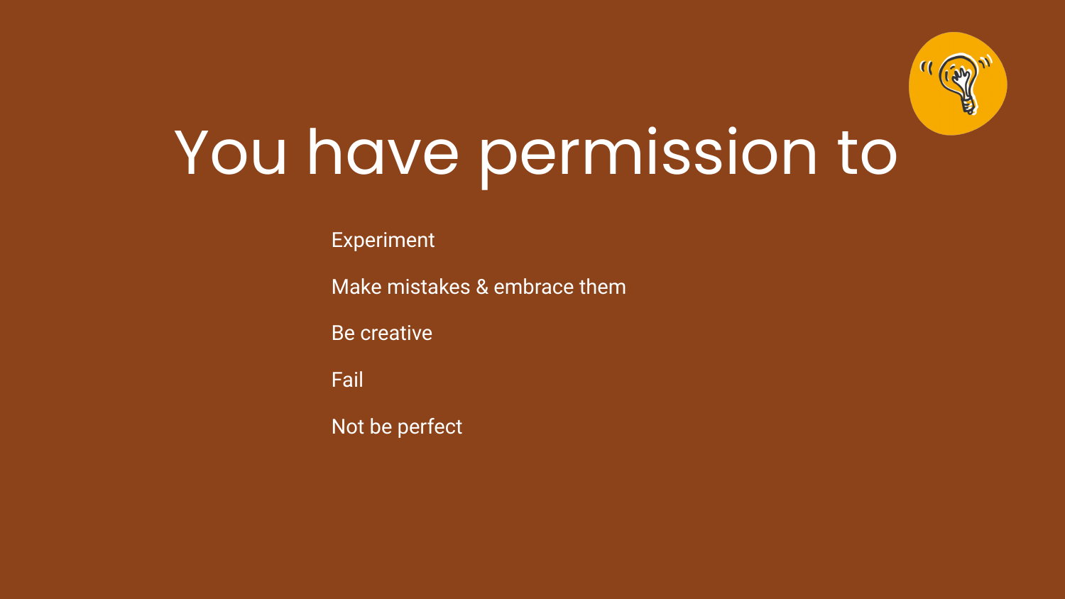# You have permission to

- Experiment
- Make mistakes & embrace them
- Be creative
- Fail
- Not be perfect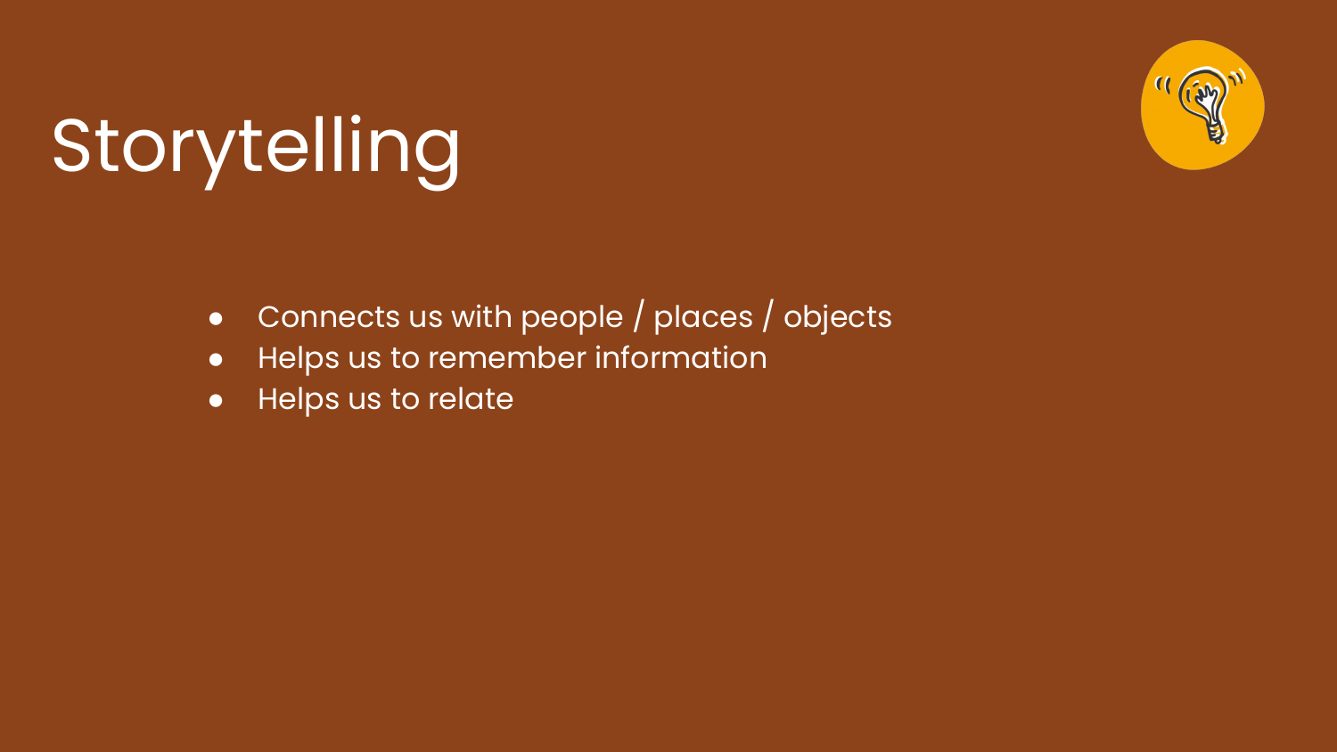# Storytelling

- Connects us with people / places / objects
- Helps us to remember information
- Helps us to relate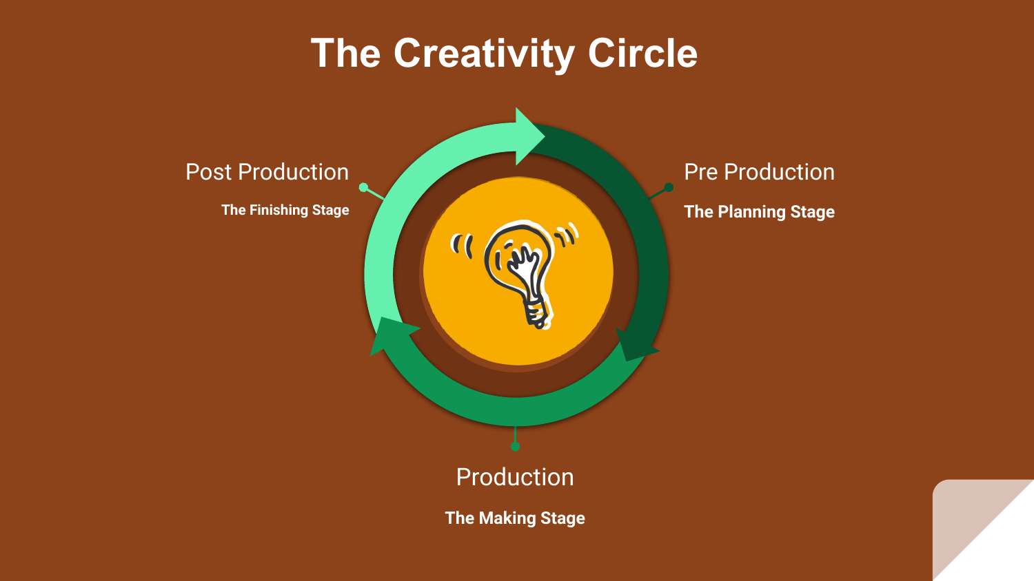# The Creativity Circle

Pre Production

**The Planning Stage**

Production

**The Making Stage**

Post Production

**The Finishing Stage**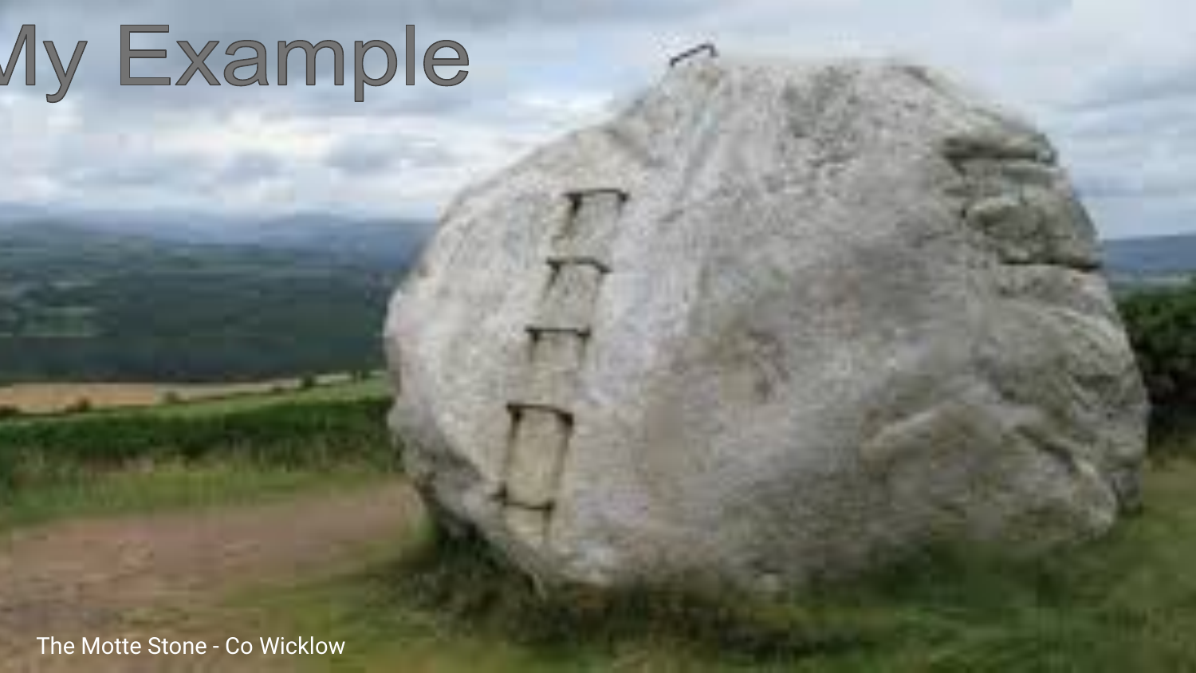# My Example

The Motte Stone - Co Wicklow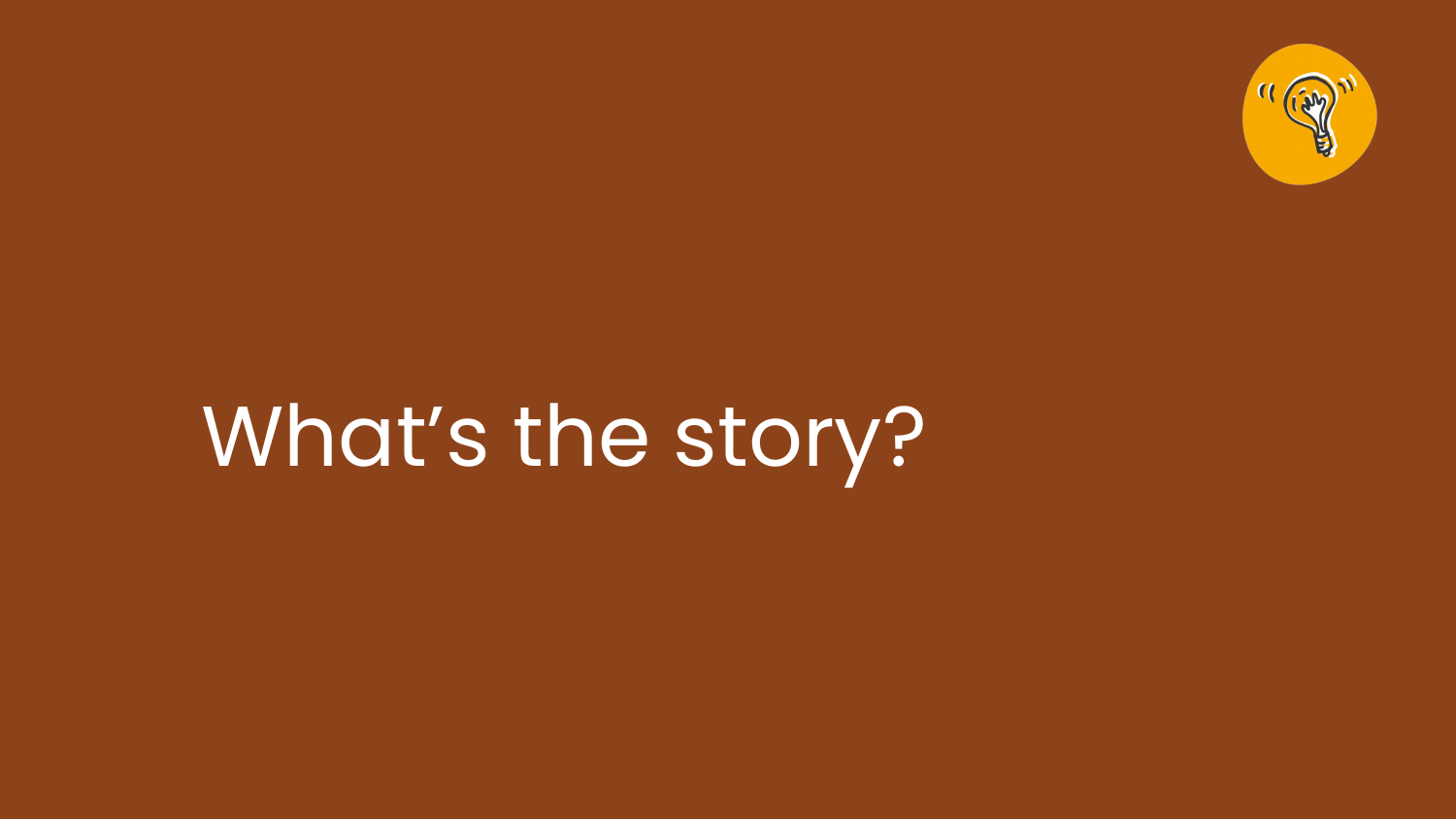# What’s the story?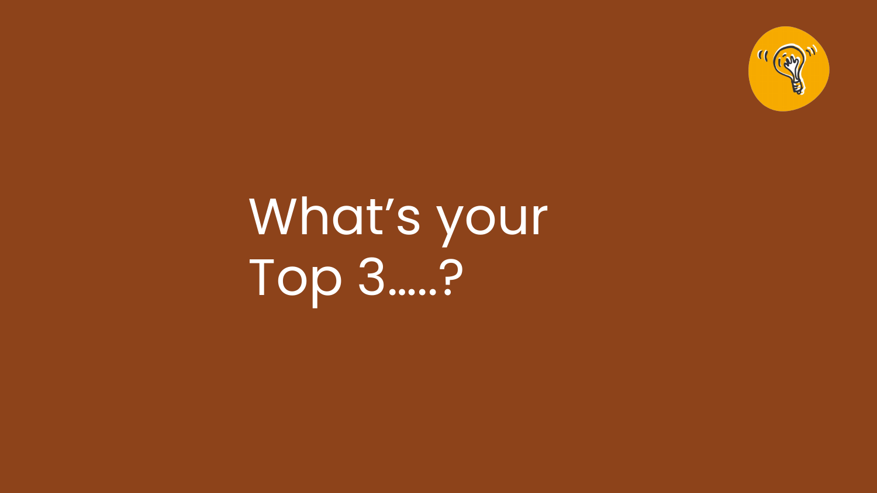# What's your Top 3.....?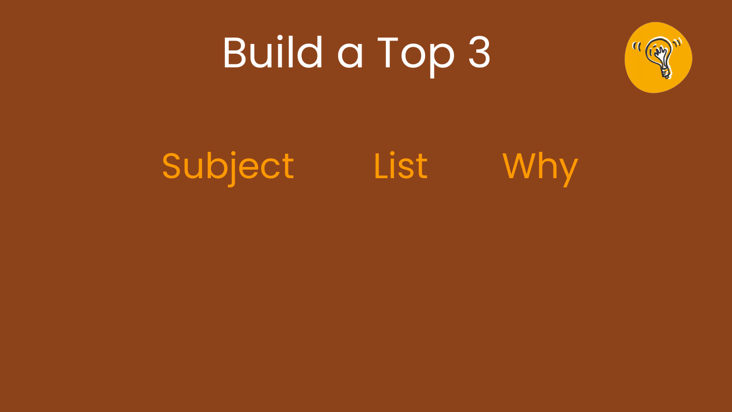# Build a Top 3

Subject | List | Why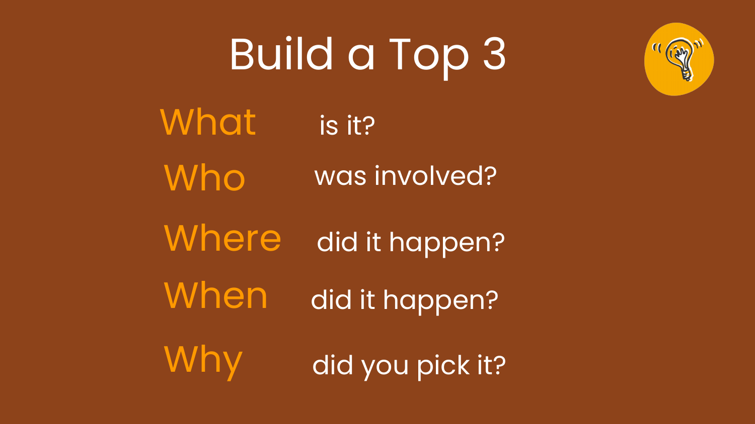# Build a Top 3

**What** is it?

**Who** was involved?

**Where** did it happen?

**When** did it happen?

**Why** did you pick it?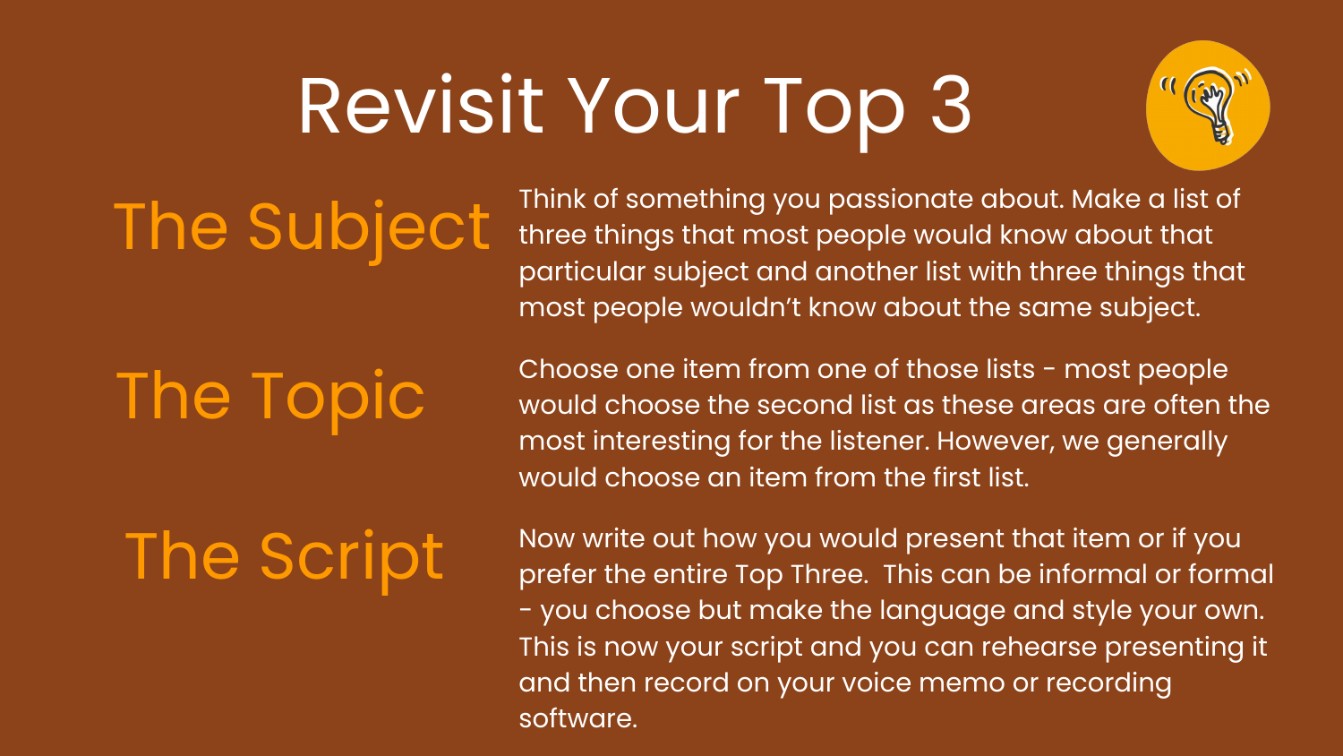# Revisit Your Top 3

## The Subject

Think of something you passionate about. Make a list of three things that most people would know about that particular subject and another list with three things that most people wouldn't know about the same subject.

## The Topic

Choose one item from one of those lists - most people would choose the second list as these areas are often the most interesting for the listener. However, we generally would choose an item from the first list.

## The Script

Now write out how you would present that item or if you prefer the entire Top Three. This can be informal or formal - you choose but make the language and style your own. This is now your script and you can rehearse presenting it and then record on your voice memo or recording software.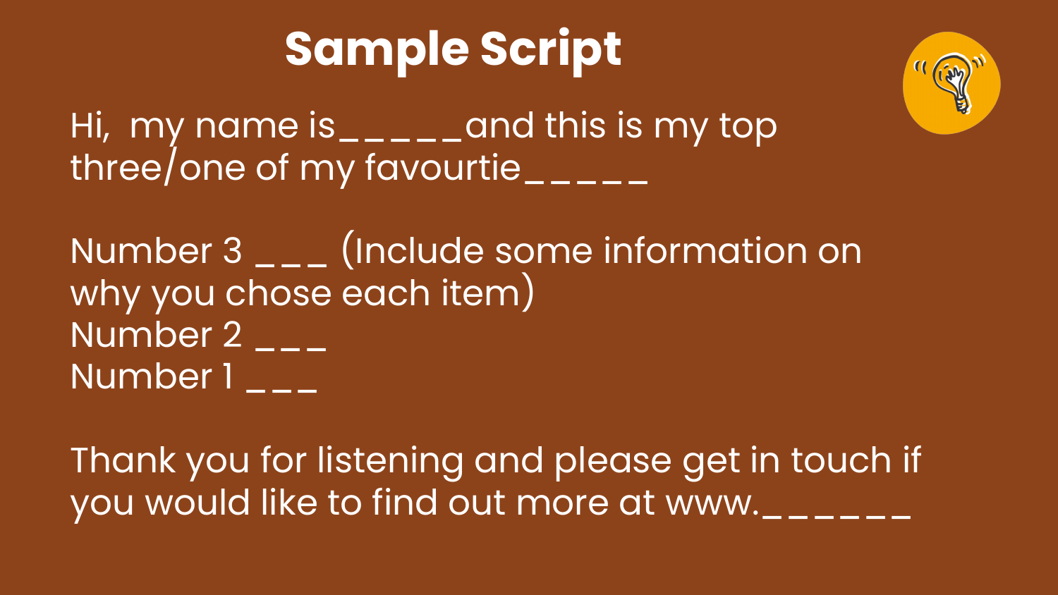# Sample Script

Hi,  my name is_____and this is my top three/one of my favourtie_____

Number 3 ___ (Include some information on why you chose each item)
Number 2 ___
Number 1 ___

Thank you for listening and please get in touch if you would like to find out more at www.______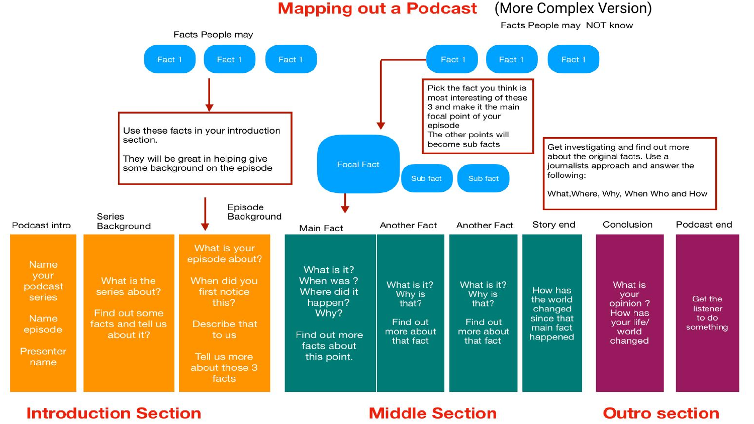# Mapping out a Podcast (More Complex Version)

## Facts People may

Fact 1 | Fact 1 | Fact 1

Use these facts in your introduction section.

They will be great in helping give some background on the episode

## Facts People may NOT know

Fact 1 | Fact 1 | Fact 1

Pick the fact you think is most interesting of these 3 and make it the main focal point of your episode
The other points will become sub facts

Focal Fact | Sub fact | Sub fact

Get investigating and find out more about the original facts. Use a journalists approach and answer the following:

What,Where, Why, When Who and How

## Introduction Section

| Podcast intro | Series Background | Episode Background |
|---|---|---|
| Name your podcast series<br><br>Name episode<br><br>Presenter name | What is the series about?<br><br>Find out some facts and tell us about it? | What is your episode about?<br><br>When did you first notice this?<br><br>Describe that to us<br><br>Tell us more about those 3 facts |

## Middle Section

| Main Fact | Another Fact | Another Fact | Story end |
|---|---|---|---|
| What is it?<br>When was ?<br>Where did it happen?<br>Why?<br><br>Find out more facts about this point. | What is it?<br>Why is that?<br><br>Find out more about that fact | What is it?<br>Why is that?<br><br>Find out more about that fact | How has the world changed since that main fact happened |

## Outro section

| Conclusion | Podcast end |
|---|---|
| What is your opinion ?<br>How has your life/ world changed | Get the listener to do something |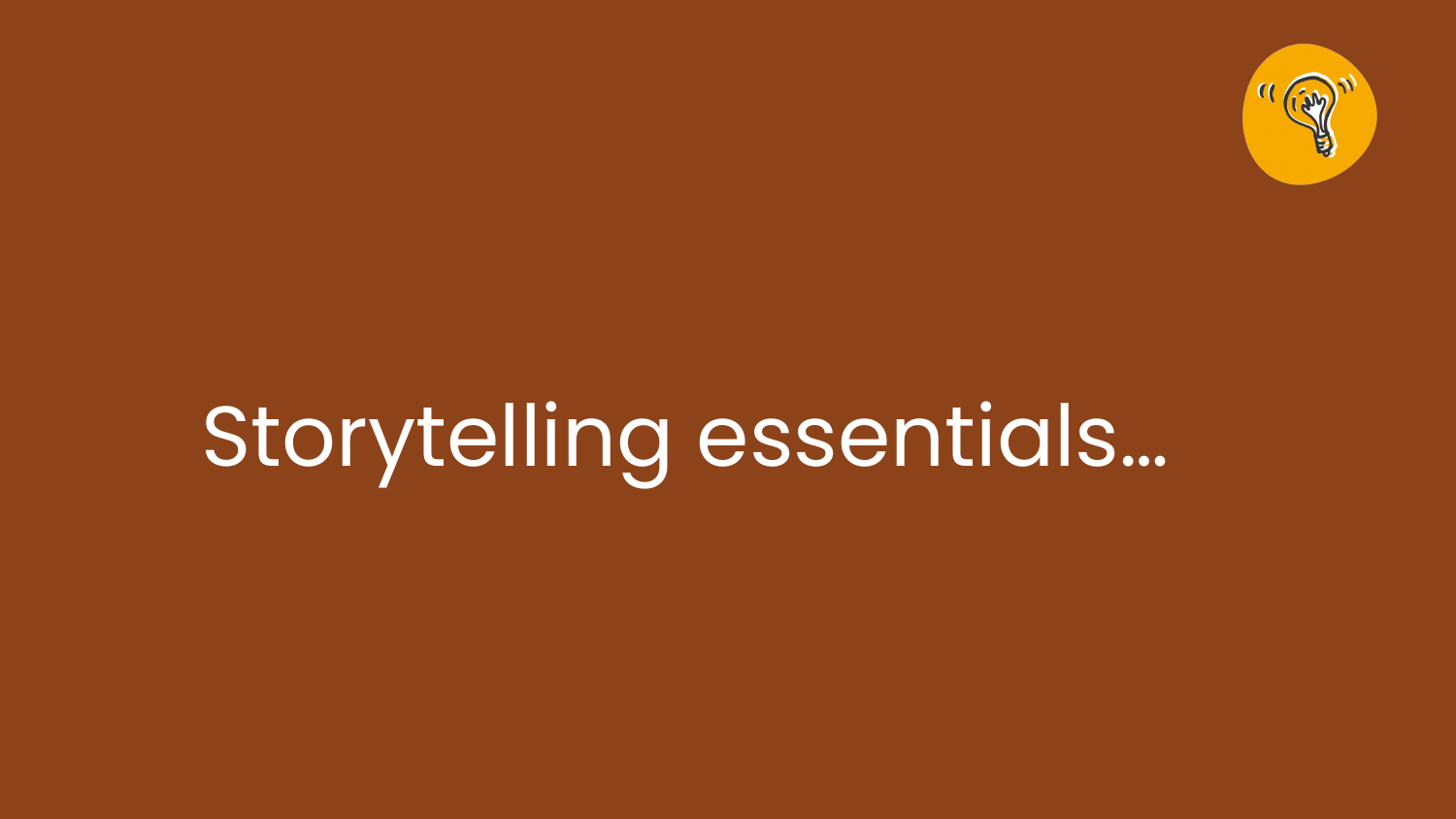# Storytelling essentials…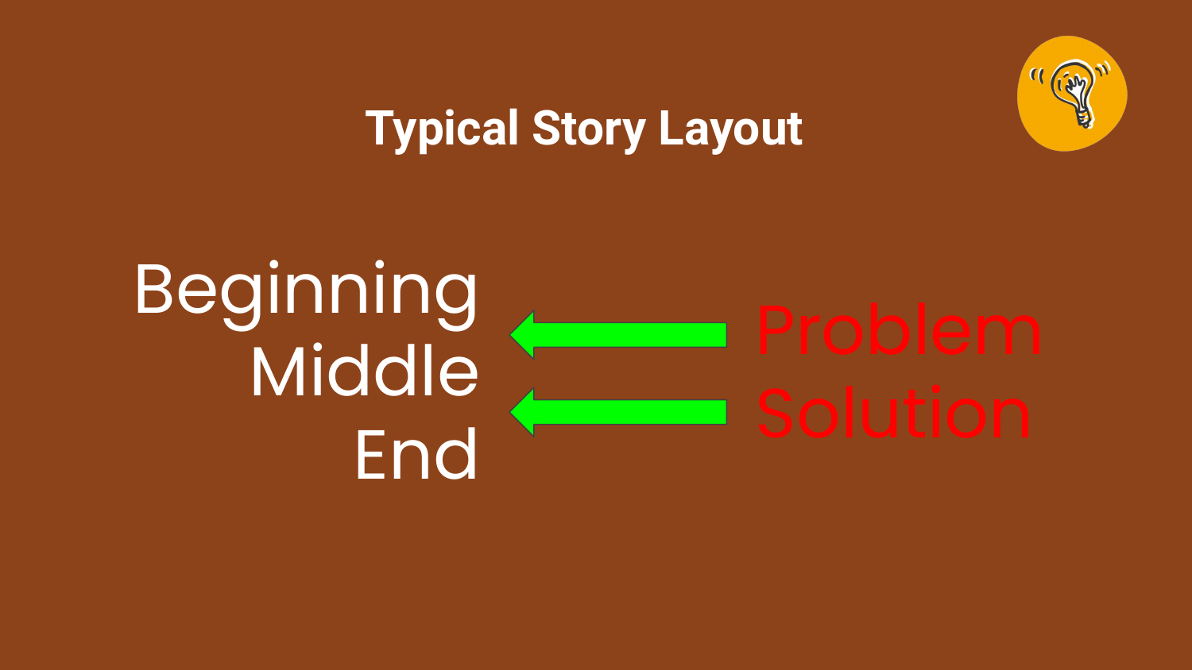# Typical Story Layout

Beginning
Middle
End

Problem → Middle
Solution → End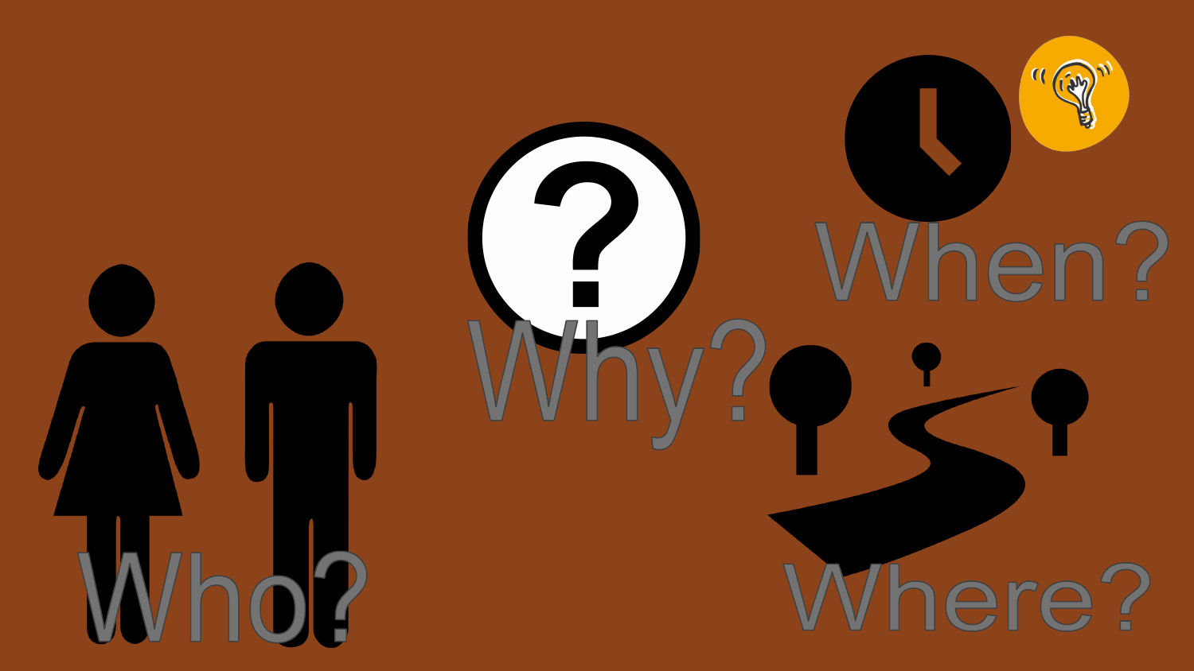Why?

When?

Who?

Where?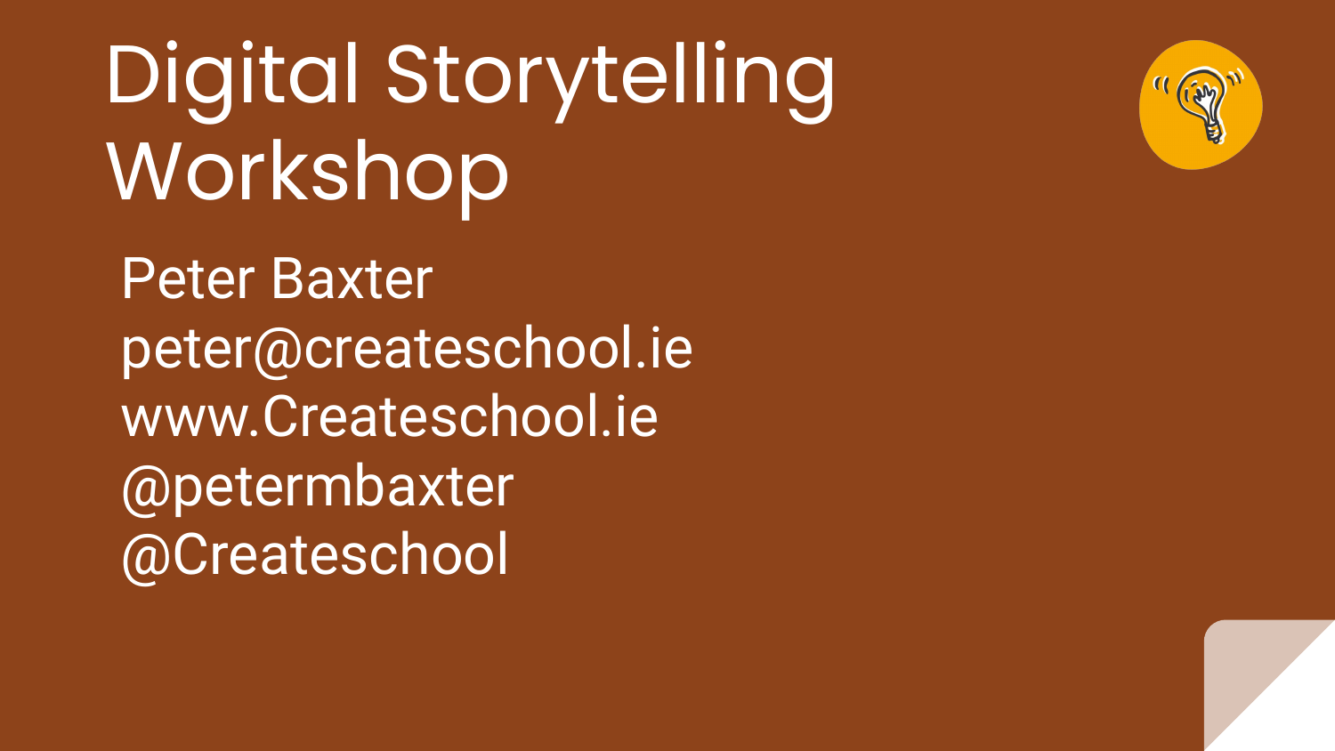# Digital Storytelling Workshop

Peter Baxter
peter@createschool.ie
www.Createschool.ie
@petermbaxter
@Createschool